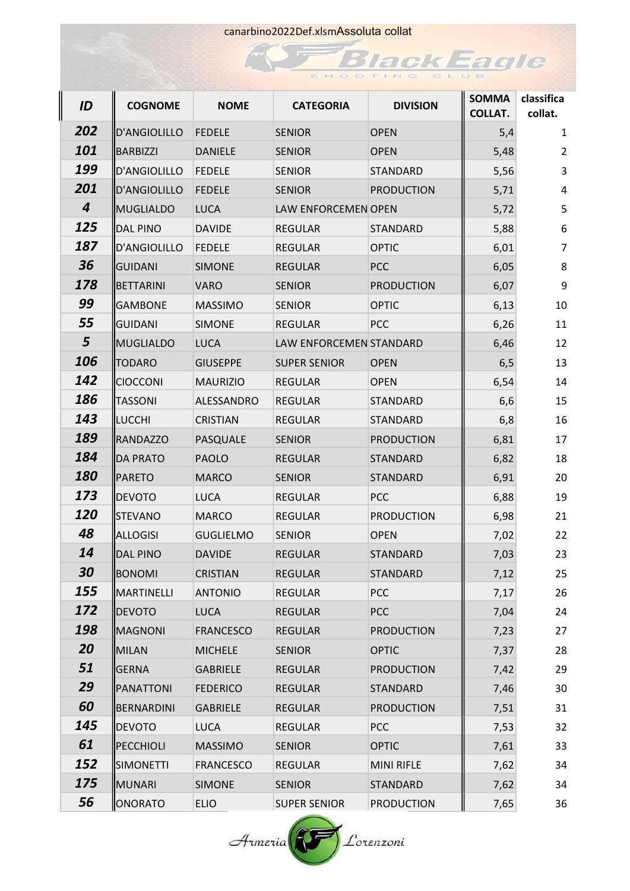canarbino2022Def.xlsmAssoluta collat

| ID | COGNOME | NOME | CATEGORIA | DIVISION | SOMMA COLLAT. | classifica collat. |
|---|---|---|---|---|---|---|
| 202 | D'ANGIOLILLO | FEDELE | SENIOR | OPEN | 5,4 | 1 |
| 101 | BARBIZZI | DANIELE | SENIOR | OPEN | 5,48 | 2 |
| 199 | D'ANGIOLILLO | FEDELE | SENIOR | STANDARD | 5,56 | 3 |
| 201 | D'ANGIOLILLO | FEDELE | SENIOR | PRODUCTION | 5,71 | 4 |
| 4 | MUGLIALDO | LUCA | LAW ENFORCEMEN | OPEN | 5,72 | 5 |
| 125 | DAL PINO | DAVIDE | REGULAR | STANDARD | 5,88 | 6 |
| 187 | D'ANGIOLILLO | FEDELE | REGULAR | OPTIC | 6,01 | 7 |
| 36 | GUIDANI | SIMONE | REGULAR | PCC | 6,05 | 8 |
| 178 | BETTARINI | VARO | SENIOR | PRODUCTION | 6,07 | 9 |
| 99 | GAMBONE | MASSIMO | SENIOR | OPTIC | 6,13 | 10 |
| 55 | GUIDANI | SIMONE | REGULAR | PCC | 6,26 | 11 |
| 5 | MUGLIALDO | LUCA | LAW ENFORCEMEN | STANDARD | 6,46 | 12 |
| 106 | TODARO | GIUSEPPE | SUPER SENIOR | OPEN | 6,5 | 13 |
| 142 | CIOCCONI | MAURIZIO | REGULAR | OPEN | 6,54 | 14 |
| 186 | TASSONI | ALESSANDRO | REGULAR | STANDARD | 6,6 | 15 |
| 143 | LUCCHI | CRISTIAN | REGULAR | STANDARD | 6,8 | 16 |
| 189 | RANDAZZO | PASQUALE | SENIOR | PRODUCTION | 6,81 | 17 |
| 184 | DA PRATO | PAOLO | REGULAR | STANDARD | 6,82 | 18 |
| 180 | PARETO | MARCO | SENIOR | STANDARD | 6,91 | 20 |
| 173 | DEVOTO | LUCA | REGULAR | PCC | 6,88 | 19 |
| 120 | STEVANO | MARCO | REGULAR | PRODUCTION | 6,98 | 21 |
| 48 | ALLOGISI | GUGLIELMO | SENIOR | OPEN | 7,02 | 22 |
| 14 | DAL PINO | DAVIDE | REGULAR | STANDARD | 7,03 | 23 |
| 30 | BONOMI | CRISTIAN | REGULAR | STANDARD | 7,12 | 25 |
| 155 | MARTINELLI | ANTONIO | REGULAR | PCC | 7,17 | 26 |
| 172 | DEVOTO | LUCA | REGULAR | PCC | 7,04 | 24 |
| 198 | MAGNONI | FRANCESCO | REGULAR | PRODUCTION | 7,23 | 27 |
| 20 | MILAN | MICHELE | SENIOR | OPTIC | 7,37 | 28 |
| 51 | GERNA | GABRIELE | REGULAR | PRODUCTION | 7,42 | 29 |
| 29 | PANATTONI | FEDERICO | REGULAR | STANDARD | 7,46 | 30 |
| 60 | BERNARDINI | GABRIELE | REGULAR | PRODUCTION | 7,51 | 31 |
| 145 | DEVOTO | LUCA | REGULAR | PCC | 7,53 | 32 |
| 61 | PECCHIOLI | MASSIMO | SENIOR | OPTIC | 7,61 | 33 |
| 152 | SIMONETTI | FRANCESCO | REGULAR | MINI RIFLE | 7,62 | 34 |
| 175 | MUNARI | SIMONE | SENIOR | STANDARD | 7,62 | 34 |
| 56 | ONORATO | ELIO | SUPER SENIOR | PRODUCTION | 7,65 | 36 |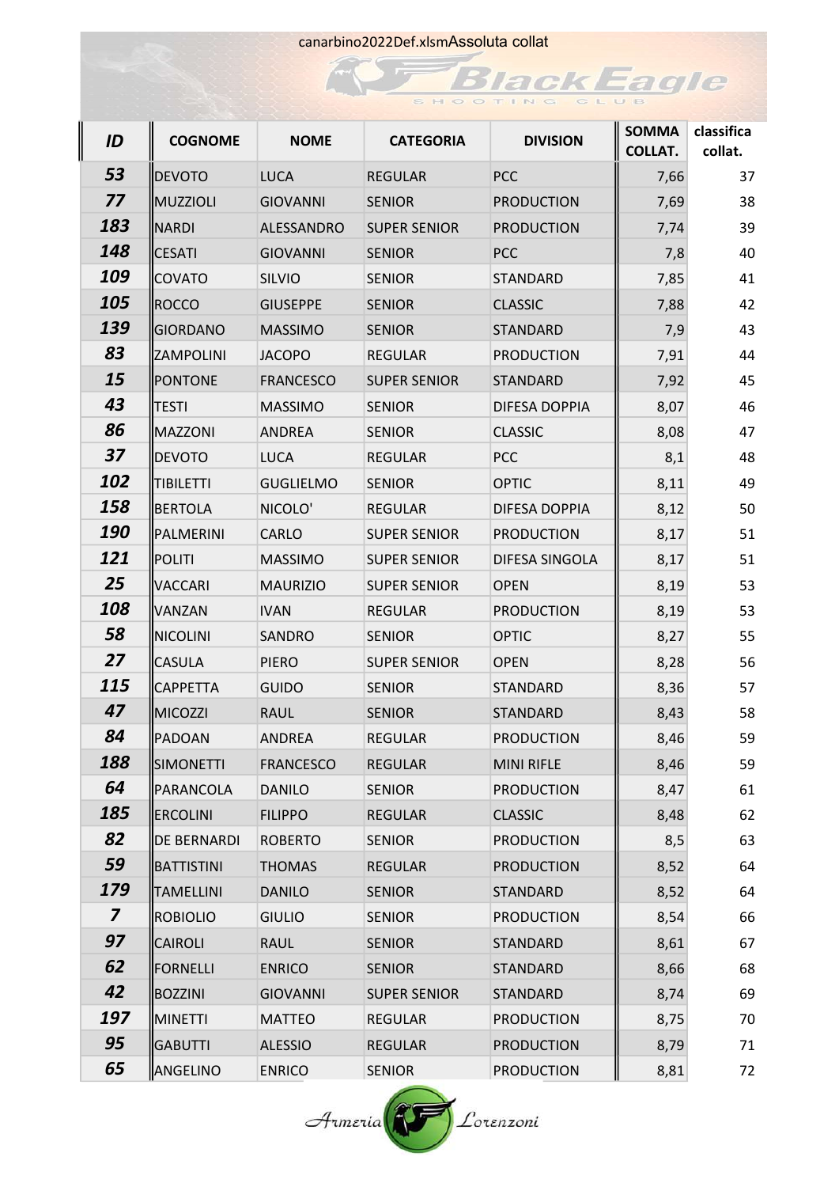| ID | COGNOME | NOME | CATEGORIA | DIVISION | SOMMA COLLAT. | classifica collat. |
|---|---|---|---|---|---|---|
| 53 | DEVOTO | LUCA | REGULAR | PCC | 7,66 | 37 |
| 77 | MUZZIOLI | GIOVANNI | SENIOR | PRODUCTION | 7,69 | 38 |
| 183 | NARDI | ALESSANDRO | SUPER SENIOR | PRODUCTION | 7,74 | 39 |
| 148 | CESATI | GIOVANNI | SENIOR | PCC | 7,8 | 40 |
| 109 | COVATO | SILVIO | SENIOR | STANDARD | 7,85 | 41 |
| 105 | ROCCO | GIUSEPPE | SENIOR | CLASSIC | 7,88 | 42 |
| 139 | GIORDANO | MASSIMO | SENIOR | STANDARD | 7,9 | 43 |
| 83 | ZAMPOLINI | JACOPO | REGULAR | PRODUCTION | 7,91 | 44 |
| 15 | PONTONE | FRANCESCO | SUPER SENIOR | STANDARD | 7,92 | 45 |
| 43 | TESTI | MASSIMO | SENIOR | DIFESA DOPPIA | 8,07 | 46 |
| 86 | MAZZONI | ANDREA | SENIOR | CLASSIC | 8,08 | 47 |
| 37 | DEVOTO | LUCA | REGULAR | PCC | 8,1 | 48 |
| 102 | TIBILETTI | GUGLIELMO | SENIOR | OPTIC | 8,11 | 49 |
| 158 | BERTOLA | NICOLO' | REGULAR | DIFESA DOPPIA | 8,12 | 50 |
| 190 | PALMERINI | CARLO | SUPER SENIOR | PRODUCTION | 8,17 | 51 |
| 121 | POLITI | MASSIMO | SUPER SENIOR | DIFESA SINGOLA | 8,17 | 51 |
| 25 | VACCARI | MAURIZIO | SUPER SENIOR | OPEN | 8,19 | 53 |
| 108 | VANZAN | IVAN | REGULAR | PRODUCTION | 8,19 | 53 |
| 58 | NICOLINI | SANDRO | SENIOR | OPTIC | 8,27 | 55 |
| 27 | CASULA | PIERO | SUPER SENIOR | OPEN | 8,28 | 56 |
| 115 | CAPPETTA | GUIDO | SENIOR | STANDARD | 8,36 | 57 |
| 47 | MICOZZI | RAUL | SENIOR | STANDARD | 8,43 | 58 |
| 84 | PADOAN | ANDREA | REGULAR | PRODUCTION | 8,46 | 59 |
| 188 | SIMONETTI | FRANCESCO | REGULAR | MINI RIFLE | 8,46 | 59 |
| 64 | PARANCOLA | DANILO | SENIOR | PRODUCTION | 8,47 | 61 |
| 185 | ERCOLINI | FILIPPO | REGULAR | CLASSIC | 8,48 | 62 |
| 82 | DE BERNARDI | ROBERTO | SENIOR | PRODUCTION | 8,5 | 63 |
| 59 | BATTISTINI | THOMAS | REGULAR | PRODUCTION | 8,52 | 64 |
| 179 | TAMELLINI | DANILO | SENIOR | STANDARD | 8,52 | 64 |
| 7 | ROBIOLIO | GIULIO | SENIOR | PRODUCTION | 8,54 | 66 |
| 97 | CAIROLI | RAUL | SENIOR | STANDARD | 8,61 | 67 |
| 62 | FORNELLI | ENRICO | SENIOR | STANDARD | 8,66 | 68 |
| 42 | BOZZINI | GIOVANNI | SUPER SENIOR | STANDARD | 8,74 | 69 |
| 197 | MINETTI | MATTEO | REGULAR | PRODUCTION | 8,75 | 70 |
| 95 | GABUTTI | ALESSIO | REGULAR | PRODUCTION | 8,79 | 71 |
| 65 | ANGELINO | ENRICO | SENIOR | PRODUCTION | 8,81 | 72 |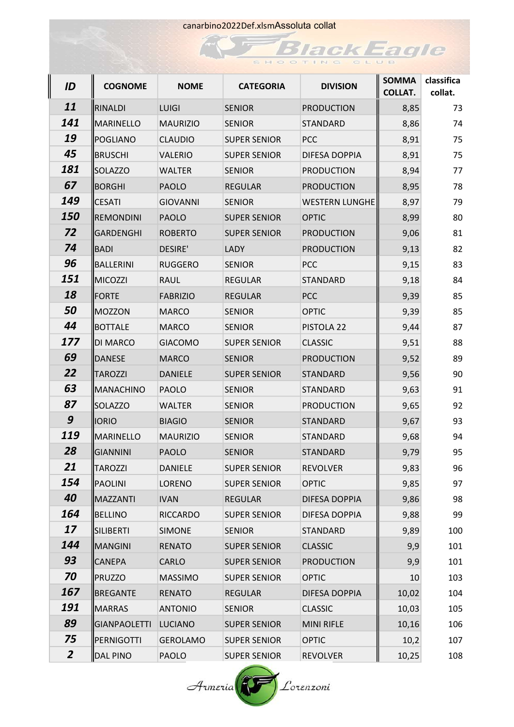canarbino2022Def.xlsmAssoluta collat

| ID | COGNOME | NOME | CATEGORIA | DIVISION | SOMMA COLLAT. | classifica collat. |
|---|---|---|---|---|---|---|
| 11 | RINALDI | LUIGI | SENIOR | PRODUCTION | 8,85 | 73 |
| 141 | MARINELLO | MAURIZIO | SENIOR | STANDARD | 8,86 | 74 |
| 19 | POGLIANO | CLAUDIO | SUPER SENIOR | PCC | 8,91 | 75 |
| 45 | BRUSCHI | VALERIO | SUPER SENIOR | DIFESA DOPPIA | 8,91 | 75 |
| 181 | SOLAZZO | WALTER | SENIOR | PRODUCTION | 8,94 | 77 |
| 67 | BORGHI | PAOLO | REGULAR | PRODUCTION | 8,95 | 78 |
| 149 | CESATI | GIOVANNI | SENIOR | WESTERN LUNGHE | 8,97 | 79 |
| 150 | REMONDINI | PAOLO | SUPER SENIOR | OPTIC | 8,99 | 80 |
| 72 | GARDENGHI | ROBERTO | SUPER SENIOR | PRODUCTION | 9,06 | 81 |
| 74 | BADI | DESIRE' | LADY | PRODUCTION | 9,13 | 82 |
| 96 | BALLERINI | RUGGERO | SENIOR | PCC | 9,15 | 83 |
| 151 | MICOZZI | RAUL | REGULAR | STANDARD | 9,18 | 84 |
| 18 | FORTE | FABRIZIO | REGULAR | PCC | 9,39 | 85 |
| 50 | MOZZON | MARCO | SENIOR | OPTIC | 9,39 | 85 |
| 44 | BOTTALE | MARCO | SENIOR | PISTOLA 22 | 9,44 | 87 |
| 177 | DI MARCO | GIACOMO | SUPER SENIOR | CLASSIC | 9,51 | 88 |
| 69 | DANESE | MARCO | SENIOR | PRODUCTION | 9,52 | 89 |
| 22 | TAROZZI | DANIELE | SUPER SENIOR | STANDARD | 9,56 | 90 |
| 63 | MANACHINO | PAOLO | SENIOR | STANDARD | 9,63 | 91 |
| 87 | SOLAZZO | WALTER | SENIOR | PRODUCTION | 9,65 | 92 |
| 9 | IORIO | BIAGIO | SENIOR | STANDARD | 9,67 | 93 |
| 119 | MARINELLO | MAURIZIO | SENIOR | STANDARD | 9,68 | 94 |
| 28 | GIANNINI | PAOLO | SENIOR | STANDARD | 9,79 | 95 |
| 21 | TAROZZI | DANIELE | SUPER SENIOR | REVOLVER | 9,83 | 96 |
| 154 | PAOLINI | LORENO | SUPER SENIOR | OPTIC | 9,85 | 97 |
| 40 | MAZZANTI | IVAN | REGULAR | DIFESA DOPPIA | 9,86 | 98 |
| 164 | BELLINO | RICCARDO | SUPER SENIOR | DIFESA DOPPIA | 9,88 | 99 |
| 17 | SILIBERTI | SIMONE | SENIOR | STANDARD | 9,89 | 100 |
| 144 | MANGINI | RENATO | SUPER SENIOR | CLASSIC | 9,9 | 101 |
| 93 | CANEPA | CARLO | SUPER SENIOR | PRODUCTION | 9,9 | 101 |
| 70 | PRUZZO | MASSIMO | SUPER SENIOR | OPTIC | 10 | 103 |
| 167 | BREGANTE | RENATO | REGULAR | DIFESA DOPPIA | 10,02 | 104 |
| 191 | MARRAS | ANTONIO | SENIOR | CLASSIC | 10,03 | 105 |
| 89 | GIANPAOLETTI | LUCIANO | SUPER SENIOR | MINI RIFLE | 10,16 | 106 |
| 75 | PERNIGOTTI | GEROLAMO | SUPER SENIOR | OPTIC | 10,2 | 107 |
| 2 | DAL PINO | PAOLO | SUPER SENIOR | REVOLVER | 10,25 | 108 |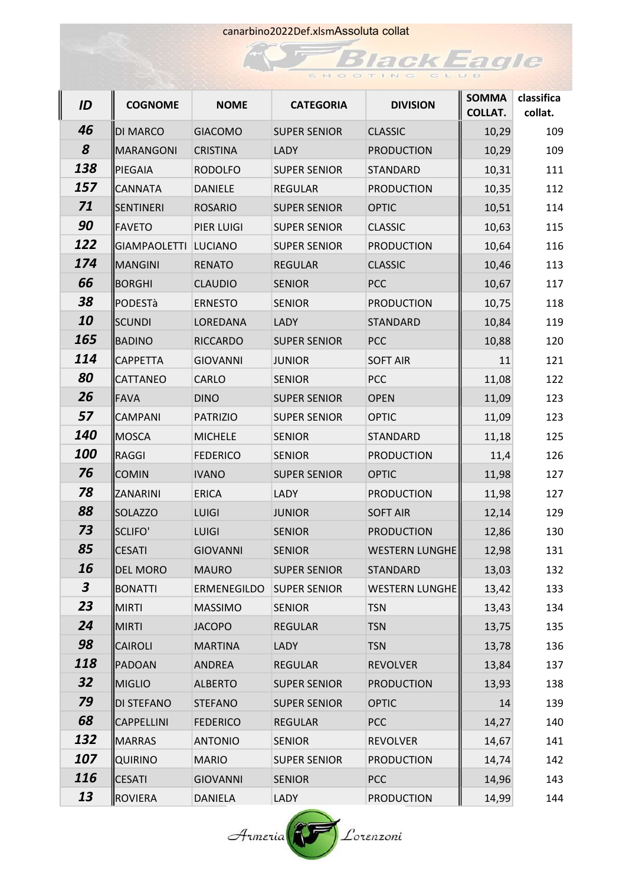canarbino2022Def.xlsmAssoluta collat

| ID | COGNOME | NOME | CATEGORIA | DIVISION | SOMMA COLLAT. | classifica collat. |
|---|---|---|---|---|---|---|
| 46 | DI MARCO | GIACOMO | SUPER SENIOR | CLASSIC | 10,29 | 109 |
| 8 | MARANGONI | CRISTINA | LADY | PRODUCTION | 10,29 | 109 |
| 138 | PIEGAIA | RODOLFO | SUPER SENIOR | STANDARD | 10,31 | 111 |
| 157 | CANNATA | DANIELE | REGULAR | PRODUCTION | 10,35 | 112 |
| 71 | SENTINERI | ROSARIO | SUPER SENIOR | OPTIC | 10,51 | 114 |
| 90 | FAVETO | PIER LUIGI | SUPER SENIOR | CLASSIC | 10,63 | 115 |
| 122 | GIAMPAOLETTI | LUCIANO | SUPER SENIOR | PRODUCTION | 10,64 | 116 |
| 174 | MANGINI | RENATO | REGULAR | CLASSIC | 10,46 | 113 |
| 66 | BORGHI | CLAUDIO | SENIOR | PCC | 10,67 | 117 |
| 38 | PODESTà | ERNESTO | SENIOR | PRODUCTION | 10,75 | 118 |
| 10 | SCUNDI | LOREDANA | LADY | STANDARD | 10,84 | 119 |
| 165 | BADINO | RICCARDO | SUPER SENIOR | PCC | 10,88 | 120 |
| 114 | CAPPETTA | GIOVANNI | JUNIOR | SOFT AIR | 11 | 121 |
| 80 | CATTANEO | CARLO | SENIOR | PCC | 11,08 | 122 |
| 26 | FAVA | DINO | SUPER SENIOR | OPEN | 11,09 | 123 |
| 57 | CAMPANI | PATRIZIO | SUPER SENIOR | OPTIC | 11,09 | 123 |
| 140 | MOSCA | MICHELE | SENIOR | STANDARD | 11,18 | 125 |
| 100 | RAGGI | FEDERICO | SENIOR | PRODUCTION | 11,4 | 126 |
| 76 | COMIN | IVANO | SUPER SENIOR | OPTIC | 11,98 | 127 |
| 78 | ZANARINI | ERICA | LADY | PRODUCTION | 11,98 | 127 |
| 88 | SOLAZZO | LUIGI | JUNIOR | SOFT AIR | 12,14 | 129 |
| 73 | SCLIFO' | LUIGI | SENIOR | PRODUCTION | 12,86 | 130 |
| 85 | CESATI | GIOVANNI | SENIOR | WESTERN LUNGHE | 12,98 | 131 |
| 16 | DEL MORO | MAURO | SUPER SENIOR | STANDARD | 13,03 | 132 |
| 3 | BONATTI | ERMENEGILDO | SUPER SENIOR | WESTERN LUNGHE | 13,42 | 133 |
| 23 | MIRTI | MASSIMO | SENIOR | TSN | 13,43 | 134 |
| 24 | MIRTI | JACOPO | REGULAR | TSN | 13,75 | 135 |
| 98 | CAIROLI | MARTINA | LADY | TSN | 13,78 | 136 |
| 118 | PADOAN | ANDREA | REGULAR | REVOLVER | 13,84 | 137 |
| 32 | MIGLIO | ALBERTO | SUPER SENIOR | PRODUCTION | 13,93 | 138 |
| 79 | DI STEFANO | STEFANO | SUPER SENIOR | OPTIC | 14 | 139 |
| 68 | CAPPELLINI | FEDERICO | REGULAR | PCC | 14,27 | 140 |
| 132 | MARRAS | ANTONIO | SENIOR | REVOLVER | 14,67 | 141 |
| 107 | QUIRINO | MARIO | SUPER SENIOR | PRODUCTION | 14,74 | 142 |
| 116 | CESATI | GIOVANNI | SENIOR | PCC | 14,96 | 143 |
| 13 | ROVIERA | DANIELA | LADY | PRODUCTION | 14,99 | 144 |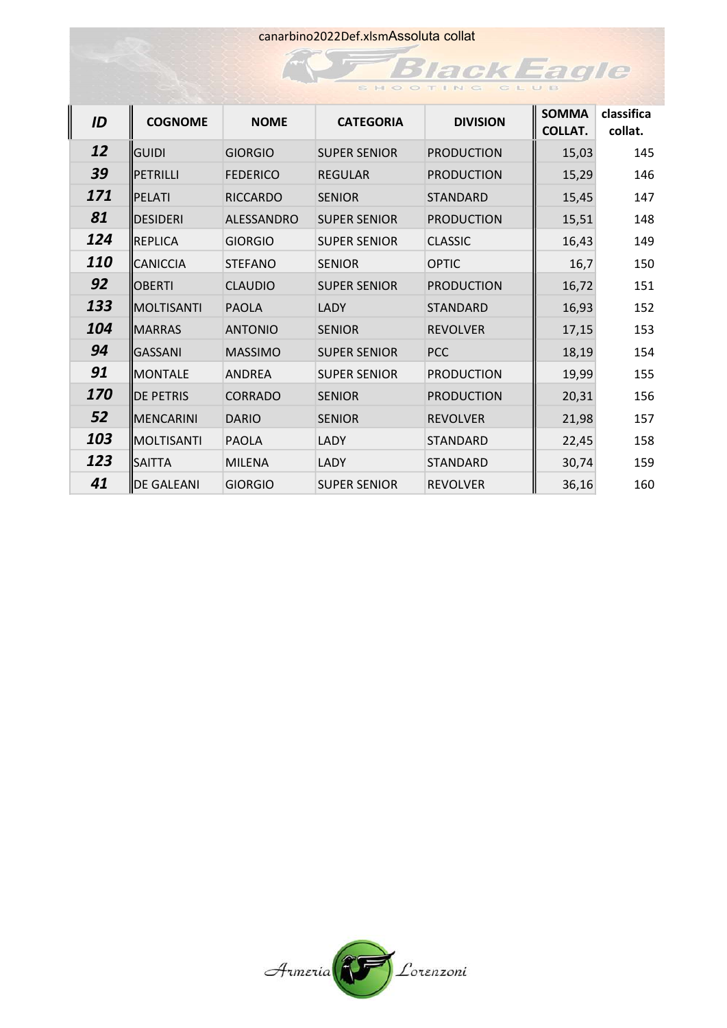canarbino2022Def.xlsmAssoluta collat

| ID | COGNOME | NOME | CATEGORIA | DIVISION | SOMMA COLLAT. | classifica collat. |
|---|---|---|---|---|---|---|
| 12 | GUIDI | GIORGIO | SUPER SENIOR | PRODUCTION | 15,03 | 145 |
| 39 | PETRILLI | FEDERICO | REGULAR | PRODUCTION | 15,29 | 146 |
| 171 | PELATI | RICCARDO | SENIOR | STANDARD | 15,45 | 147 |
| 81 | DESIDERI | ALESSANDRO | SUPER SENIOR | PRODUCTION | 15,51 | 148 |
| 124 | REPLICA | GIORGIO | SUPER SENIOR | CLASSIC | 16,43 | 149 |
| 110 | CANICCIA | STEFANO | SENIOR | OPTIC | 16,7 | 150 |
| 92 | OBERTI | CLAUDIO | SUPER SENIOR | PRODUCTION | 16,72 | 151 |
| 133 | MOLTISANTI | PAOLA | LADY | STANDARD | 16,93 | 152 |
| 104 | MARRAS | ANTONIO | SENIOR | REVOLVER | 17,15 | 153 |
| 94 | GASSANI | MASSIMO | SUPER SENIOR | PCC | 18,19 | 154 |
| 91 | MONTALE | ANDREA | SUPER SENIOR | PRODUCTION | 19,99 | 155 |
| 170 | DE PETRIS | CORRADO | SENIOR | PRODUCTION | 20,31 | 156 |
| 52 | MENCARINI | DARIO | SENIOR | REVOLVER | 21,98 | 157 |
| 103 | MOLTISANTI | PAOLA | LADY | STANDARD | 22,45 | 158 |
| 123 | SAITTA | MILENA | LADY | STANDARD | 30,74 | 159 |
| 41 | DE GALEANI | GIORGIO | SUPER SENIOR | REVOLVER | 36,16 | 160 |